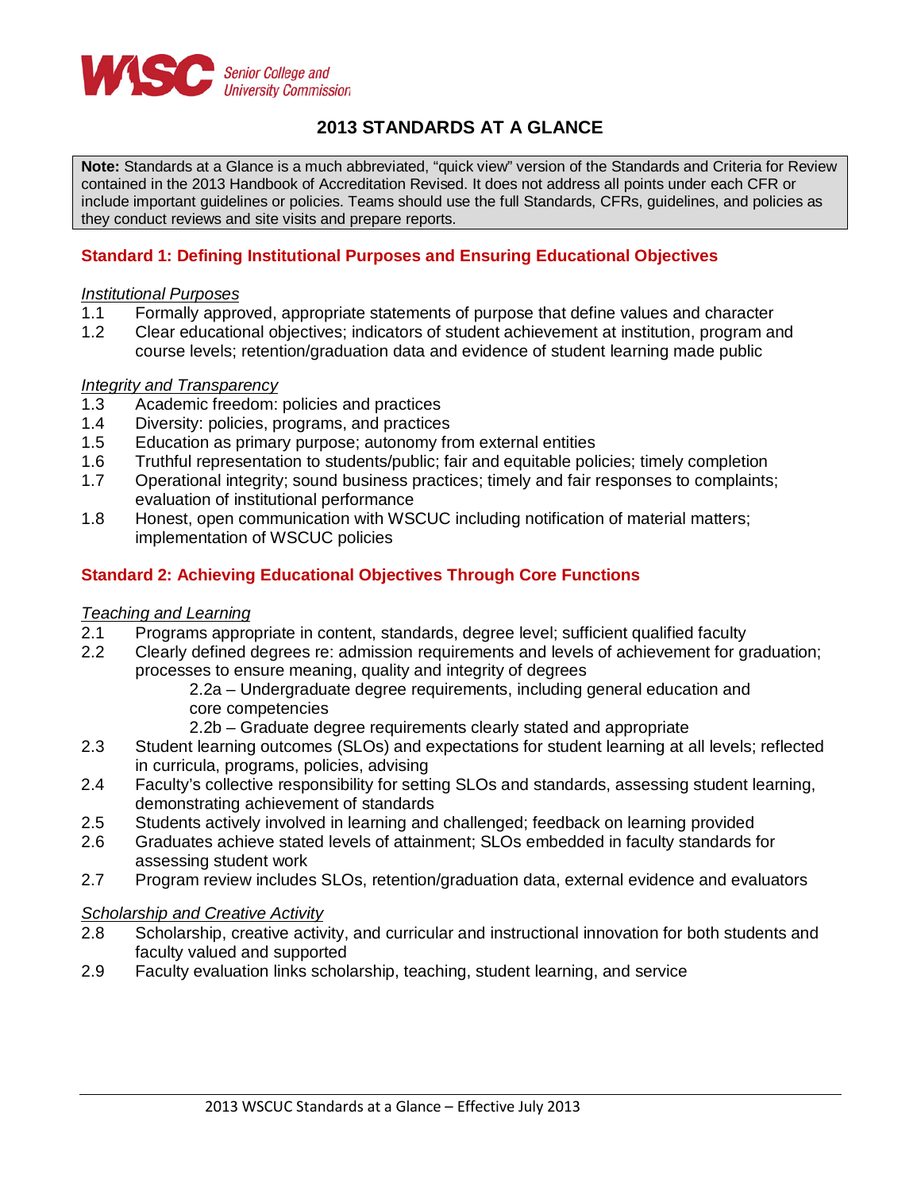WASC Senior College and University Commission

# 2013 STANDARDS AT A GLANCE

**Note:** Standards at a Glance is a much abbreviated, "quick view" version of the Standards and Criteria for Review contained in the 2013 Handbook of Accreditation Revised. It does not address all points under each CFR or include important guidelines or policies. Teams should use the full Standards, CFRs, guidelines, and policies as they conduct reviews and site visits and prepare reports.

## Standard 1: Defining Institutional Purposes and Ensuring Educational Objectives

*Institutional Purposes*

1.1 Formally approved, appropriate statements of purpose that define values and character
1.2 Clear educational objectives; indicators of student achievement at institution, program and course levels; retention/graduation data and evidence of student learning made public

*Integrity and Transparency*

1.3 Academic freedom: policies and practices
1.4 Diversity: policies, programs, and practices
1.5 Education as primary purpose; autonomy from external entities
1.6 Truthful representation to students/public; fair and equitable policies; timely completion
1.7 Operational integrity; sound business practices; timely and fair responses to complaints; evaluation of institutional performance
1.8 Honest, open communication with WSCUC including notification of material matters; implementation of WSCUC policies

## Standard 2: Achieving Educational Objectives Through Core Functions

*Teaching and Learning*

2.1 Programs appropriate in content, standards, degree level; sufficient qualified faculty
2.2 Clearly defined degrees re: admission requirements and levels of achievement for graduation; processes to ensure meaning, quality and integrity of degrees
  - 2.2a – Undergraduate degree requirements, including general education and core competencies
  - 2.2b – Graduate degree requirements clearly stated and appropriate

2.3 Student learning outcomes (SLOs) and expectations for student learning at all levels; reflected in curricula, programs, policies, advising
2.4 Faculty's collective responsibility for setting SLOs and standards, assessing student learning, demonstrating achievement of standards
2.5 Students actively involved in learning and challenged; feedback on learning provided
2.6 Graduates achieve stated levels of attainment; SLOs embedded in faculty standards for assessing student work
2.7 Program review includes SLOs, retention/graduation data, external evidence and evaluators

*Scholarship and Creative Activity*

2.8 Scholarship, creative activity, and curricular and instructional innovation for both students and faculty valued and supported
2.9 Faculty evaluation links scholarship, teaching, student learning, and service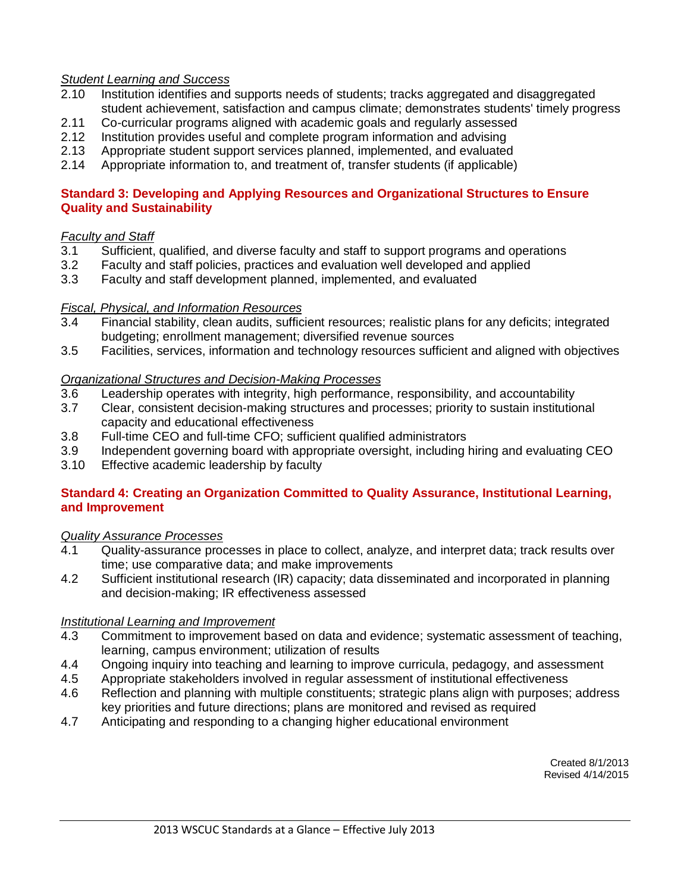*Student Learning and Success*

2.10 Institution identifies and supports needs of students; tracks aggregated and disaggregated student achievement, satisfaction and campus climate; demonstrates students' timely progress
2.11 Co-curricular programs aligned with academic goals and regularly assessed
2.12 Institution provides useful and complete program information and advising
2.13 Appropriate student support services planned, implemented, and evaluated
2.14 Appropriate information to, and treatment of, transfer students (if applicable)

## Standard 3: Developing and Applying Resources and Organizational Structures to Ensure Quality and Sustainability

*Faculty and Staff*

3.1 Sufficient, qualified, and diverse faculty and staff to support programs and operations
3.2 Faculty and staff policies, practices and evaluation well developed and applied
3.3 Faculty and staff development planned, implemented, and evaluated

*Fiscal, Physical, and Information Resources*

3.4 Financial stability, clean audits, sufficient resources; realistic plans for any deficits; integrated budgeting; enrollment management; diversified revenue sources
3.5 Facilities, services, information and technology resources sufficient and aligned with objectives

*Organizational Structures and Decision-Making Processes*

3.6 Leadership operates with integrity, high performance, responsibility, and accountability
3.7 Clear, consistent decision-making structures and processes; priority to sustain institutional capacity and educational effectiveness
3.8 Full-time CEO and full-time CFO; sufficient qualified administrators
3.9 Independent governing board with appropriate oversight, including hiring and evaluating CEO
3.10 Effective academic leadership by faculty

## Standard 4: Creating an Organization Committed to Quality Assurance, Institutional Learning, and Improvement

*Quality Assurance Processes*

4.1 Quality-assurance processes in place to collect, analyze, and interpret data; track results over time; use comparative data; and make improvements
4.2 Sufficient institutional research (IR) capacity; data disseminated and incorporated in planning and decision-making; IR effectiveness assessed

*Institutional Learning and Improvement*

4.3 Commitment to improvement based on data and evidence; systematic assessment of teaching, learning, campus environment; utilization of results
4.4 Ongoing inquiry into teaching and learning to improve curricula, pedagogy, and assessment
4.5 Appropriate stakeholders involved in regular assessment of institutional effectiveness
4.6 Reflection and planning with multiple constituents; strategic plans align with purposes; address key priorities and future directions; plans are monitored and revised as required
4.7 Anticipating and responding to a changing higher educational environment

Created 8/1/2013
Revised 4/14/2015